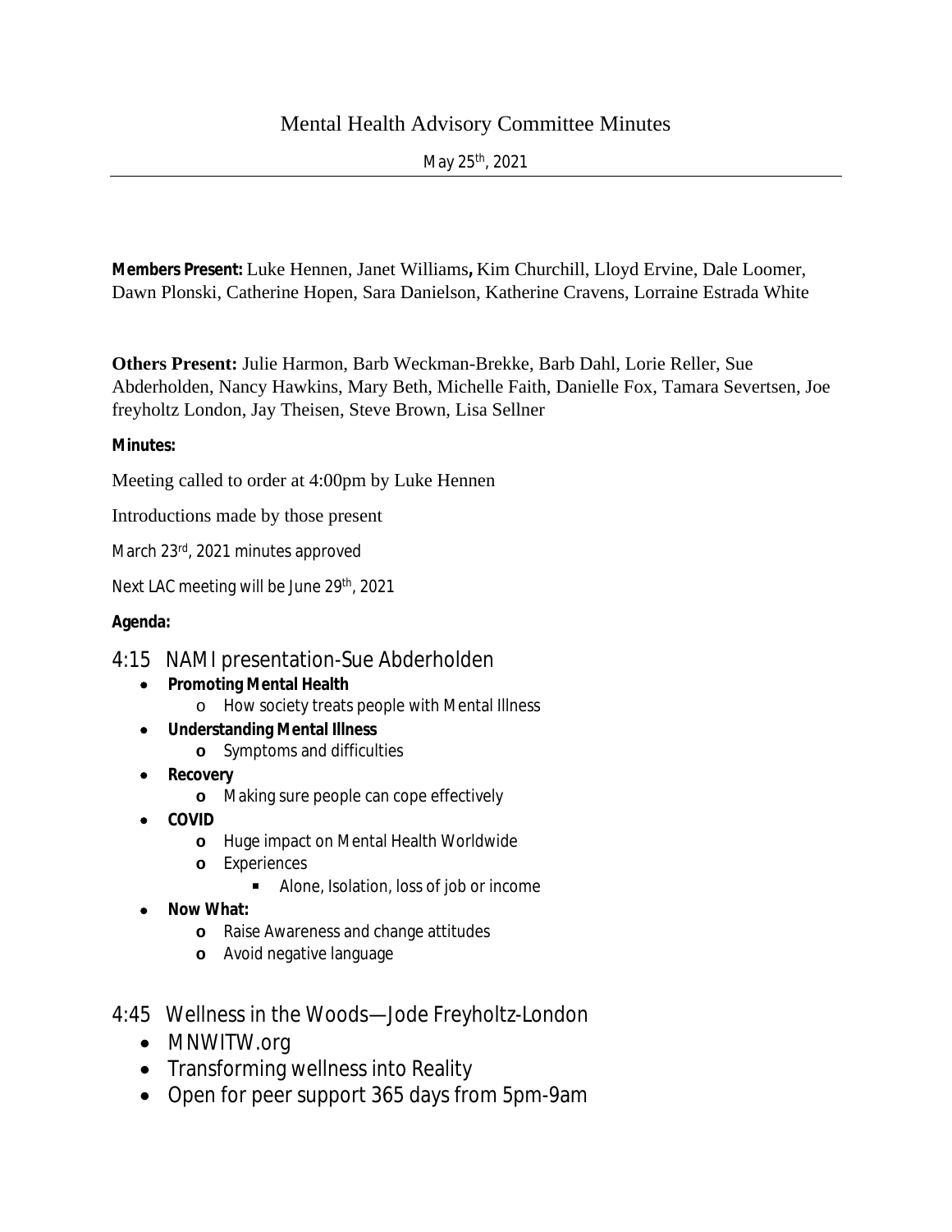# Mental Health Advisory Committee Minutes

May 25th, 2021

---

**Members Present:** Luke Hennen, Janet Williams**,** Kim Churchill, Lloyd Ervine, Dale Loomer, Dawn Plonski, Catherine Hopen, Sara Danielson, Katherine Cravens, Lorraine Estrada White

**Others Present:** Julie Harmon, Barb Weckman-Brekke, Barb Dahl, Lorie Reller, Sue Abderholden, Nancy Hawkins, Mary Beth, Michelle Faith, Danielle Fox, Tamara Severtsen, Joe freyholtz London, Jay Theisen, Steve Brown, Lisa Sellner

**Minutes:**

Meeting called to order at 4:00pm by Luke Hennen

Introductions made by those present

March 23rd, 2021 minutes approved

Next LAC meeting will be June 29th, 2021

**Agenda:**

## 4:15 NAMI presentation-Sue Abderholden

- **Promoting Mental Health**
  - How society treats people with Mental Illness
- **Understanding Mental Illness**
  - Symptoms and difficulties
- **Recovery**
  - Making sure people can cope effectively
- **COVID**
  - Huge impact on Mental Health Worldwide
  - Experiences
    - Alone, Isolation, loss of job or income
- **Now What:**
  - Raise Awareness and change attitudes
  - Avoid negative language

## 4:45 Wellness in the Woods—Jode Freyholtz-London

- MNWITW.org
- Transforming wellness into Reality
- Open for peer support 365 days from 5pm-9am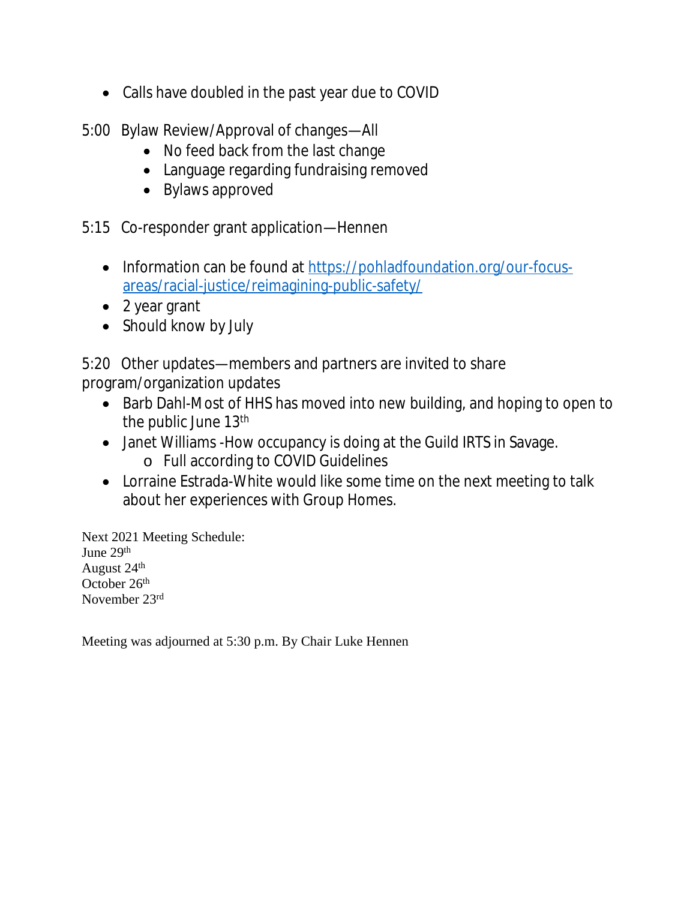- Calls have doubled in the past year due to COVID

5:00 Bylaw Review/Approval of changes—All

- No feed back from the last change
- Language regarding fundraising removed
- Bylaws approved

5:15 Co-responder grant application—Hennen

- Information can be found at [https://pohladfoundation.org/our-focus-areas/racial-justice/reimagining-public-safety/](https://pohladfoundation.org/our-focus-areas/racial-justice/reimagining-public-safety/)
- 2 year grant
- Should know by July

5:20 Other updates—members and partners are invited to share program/organization updates

- Barb Dahl-Most of HHS has moved into new building, and hoping to open to the public June 13th
- Janet Williams -How occupancy is doing at the Guild IRTS in Savage.
  - Full according to COVID Guidelines
- Lorraine Estrada-White would like some time on the next meeting to talk about her experiences with Group Homes.

Next 2021 Meeting Schedule:
June 29th
August 24th
October 26th
November 23rd

Meeting was adjourned at 5:30 p.m. By Chair Luke Hennen